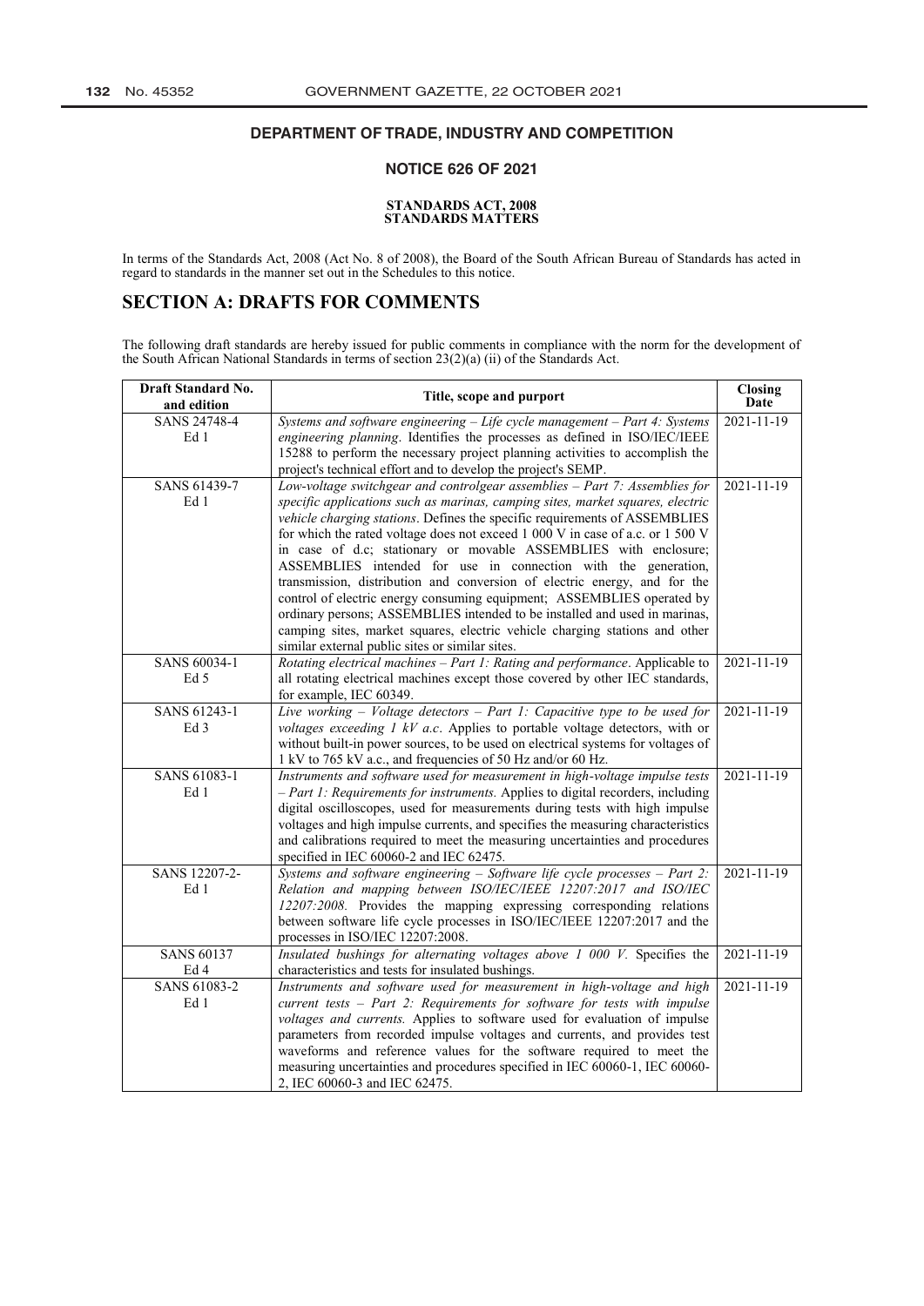## DEPARTMENT OF TRADE, INDUSTRY AND COMPETITION

### NOTICE 626 OF 2021

**STANDARDS ACT, 2008**
**STANDARDS MATTERS**

In terms of the Standards Act, 2008 (Act No. 8 of 2008), the Board of the South African Bureau of Standards has acted in regard to standards in the manner set out in the Schedules to this notice.

# SECTION A: DRAFTS FOR COMMENTS

The following draft standards are hereby issued for public comments in compliance with the norm for the development of the South African National Standards in terms of section 23(2)(a) (ii) of the Standards Act.

| Draft Standard No. and edition | Title, scope and purport | Closing Date |
|---|---|---|
| SANS 24748-4 Ed 1 | *Systems and software engineering – Life cycle management – Part 4: Systems engineering planning*. Identifies the processes as defined in ISO/IEC/IEEE 15288 to perform the necessary project planning activities to accomplish the project's technical effort and to develop the project's SEMP. | 2021-11-19 |
| SANS 61439-7 Ed 1 | *Low-voltage switchgear and controlgear assemblies – Part 7: Assemblies for specific applications such as marinas, camping sites, market squares, electric vehicle charging stations*. Defines the specific requirements of ASSEMBLIES for which the rated voltage does not exceed 1 000 V in case of a.c. or 1 500 V in case of d.c; stationary or movable ASSEMBLIES with enclosure; ASSEMBLIES intended for use in connection with the generation, transmission, distribution and conversion of electric energy, and for the control of electric energy consuming equipment; ASSEMBLIES operated by ordinary persons; ASSEMBLIES intended to be installed and used in marinas, camping sites, market squares, electric vehicle charging stations and other similar external public sites or similar sites. | 2021-11-19 |
| SANS 60034-1 Ed 5 | *Rotating electrical machines – Part 1: Rating and performance*. Applicable to all rotating electrical machines except those covered by other IEC standards, for example, IEC 60349. | 2021-11-19 |
| SANS 61243-1 Ed 3 | *Live working – Voltage detectors – Part 1: Capacitive type to be used for voltages exceeding 1 kV a.c*. Applies to portable voltage detectors, with or without built-in power sources, to be used on electrical systems for voltages of 1 kV to 765 kV a.c., and frequencies of 50 Hz and/or 60 Hz. | 2021-11-19 |
| SANS 61083-1 Ed 1 | *Instruments and software used for measurement in high-voltage impulse tests – Part 1: Requirements for instruments.* Applies to digital recorders, including digital oscilloscopes, used for measurements during tests with high impulse voltages and high impulse currents, and specifies the measuring characteristics and calibrations required to meet the measuring uncertainties and procedures specified in IEC 60060-2 and IEC 62475. | 2021-11-19 |
| SANS 12207-2-Ed 1 | *Systems and software engineering – Software life cycle processes – Part 2: Relation and mapping between ISO/IEC/IEEE 12207:2017 and ISO/IEC 12207:2008.* Provides the mapping expressing corresponding relations between software life cycle processes in ISO/IEC/IEEE 12207:2017 and the processes in ISO/IEC 12207:2008. | 2021-11-19 |
| SANS 60137 Ed 4 | *Insulated bushings for alternating voltages above 1 000 V.* Specifies the characteristics and tests for insulated bushings. | 2021-11-19 |
| SANS 61083-2 Ed 1 | *Instruments and software used for measurement in high-voltage and high current tests – Part 2: Requirements for software for tests with impulse voltages and currents.* Applies to software used for evaluation of impulse parameters from recorded impulse voltages and currents, and provides test waveforms and reference values for the software required to meet the measuring uncertainties and procedures specified in IEC 60060-1, IEC 60060-2, IEC 60060-3 and IEC 62475. | 2021-11-19 |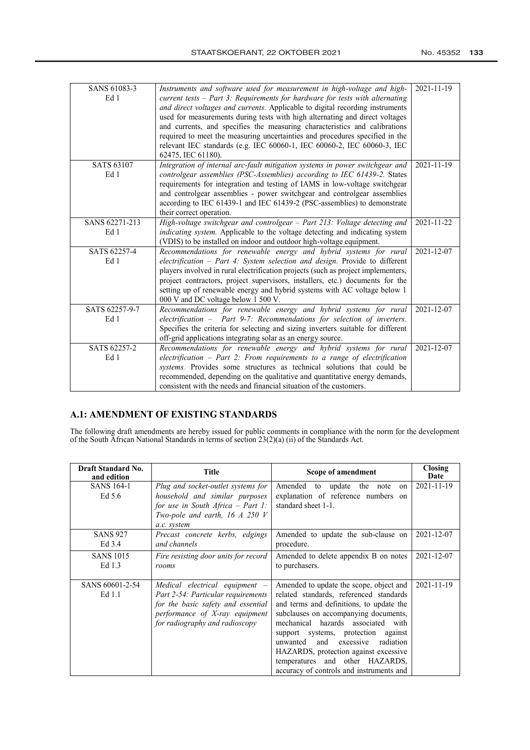| | | |
|---|---|---|
| SANS 61083-3 Ed 1 | *Instruments and software used for measurement in high-voltage and high-current tests – Part 3: Requirements for hardware for tests with alternating and direct voltages and currents.* Applicable to digital recording instruments used for measurements during tests with high alternating and direct voltages and currents, and specifies the measuring characteristics and calibrations required to meet the measuring uncertainties and procedures specified in the relevant IEC standards (e.g. IEC 60060-1, IEC 60060-2, IEC 60060-3, IEC 62475, IEC 61180). | 2021-11-19 |
| SATS 63107 Ed 1 | *Integration of internal arc-fault mitigation systems in power switchgear and controlgear assemblies (PSC-Assemblies) according to IEC 61439-2.* States requirements for integration and testing of IAMS in low-voltage switchgear and controlgear assemblies - power switchgear and controlgear assemblies according to IEC 61439-1 and IEC 61439-2 (PSC-assemblies) to demonstrate their correct operation. | 2021-11-19 |
| SANS 62271-213 Ed 1 | *High-voltage switchgear and controlgear – Part 213: Voltage detecting and indicating system.* Applicable to the voltage detecting and indicating system (VDIS) to be installed on indoor and outdoor high-voltage equipment. | 2021-11-22 |
| SATS 62257-4 Ed 1 | *Recommendations for renewable energy and hybrid systems for rural electrification – Part 4: System selection and design.* Provide to different players involved in rural electrification projects (such as project implementers, project contractors, project supervisors, installers, etc.) documents for the setting up of renewable energy and hybrid systems with AC voltage below 1 000 V and DC voltage below 1 500 V. | 2021-12-07 |
| SATS 62257-9-7 Ed 1 | *Recommendations for renewable energy and hybrid systems for rural electrification – Part 9-7: Recommendations for selection of inverters.* Specifies the criteria for selecting and sizing inverters suitable for different off-grid applications integrating solar as an energy source. | 2021-12-07 |
| SATS 62257-2 Ed 1 | *Recommendations for renewable energy and hybrid systems for rural electrification – Part 2: From requirements to a range of electrification systems.* Provides some structures as technical solutions that could be recommended, depending on the qualitative and quantitative energy demands, consistent with the needs and financial situation of the customers. | 2021-12-07 |

## A.1: AMENDMENT OF EXISTING STANDARDS

The following draft amendments are hereby issued for public comments in compliance with the norm for the development of the South African National Standards in terms of section 23(2)(a) (ii) of the Standards Act.

| Draft Standard No. and edition | Title | Scope of amendment | Closing Date |
|---|---|---|---|
| SANS 164-1 Ed 5.6 | *Plug and socket-outlet systems for household and similar purposes for use in South Africa – Part 1: Two-pole and earth, 16 A 250 V a.c. system* | Amended to update the note on explanation of reference numbers on standard sheet 1-1. | 2021-11-19 |
| SANS 927 Ed 3.4 | *Precast concrete kerbs, edgings and channels* | Amended to update the sub-clause on procedure. | 2021-12-07 |
| SANS 1015 Ed 1.3 | *Fire resisting door units for record rooms* | Amended to delete appendix B on notes to purchasers. | 2021-12-07 |
| SANS 60601-2-54 Ed 1.1 | *Medical electrical equipment – Part 2-54: Particular requirements for the basic safety and essential performance of X-ray equipment for radiography and radioscopy* | Amended to update the scope, object and related standards, referenced standards and terms and definitions, to update the subclauses on accompanying documents, mechanical hazards associated with support systems, protection against unwanted and excessive radiation HAZARDS, protection against excessive temperatures and other HAZARDS, accuracy of controls and instruments and | 2021-11-19 |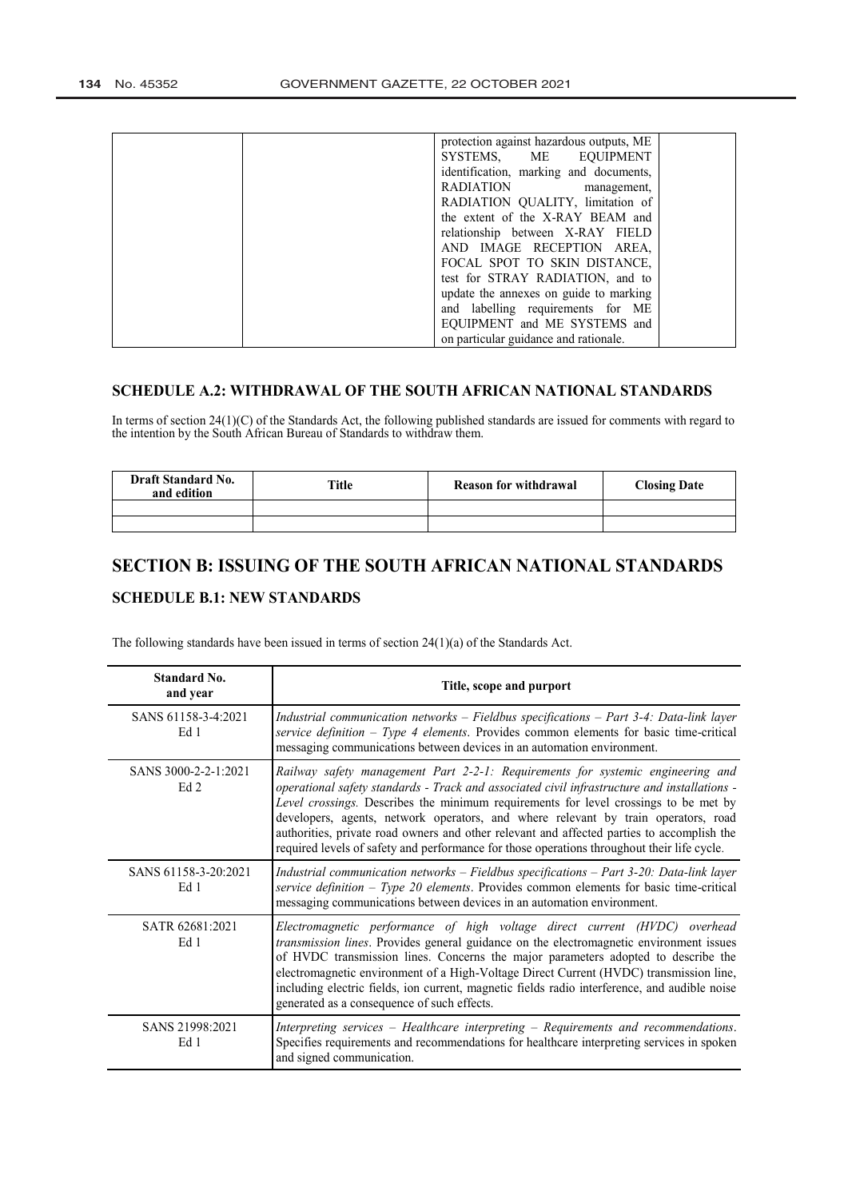|  |  | protection against hazardous outputs, ME SYSTEMS, ME EQUIPMENT identification, marking and documents, RADIATION management, RADIATION QUALITY, limitation of the extent of the X-RAY BEAM and relationship between X-RAY FIELD AND IMAGE RECEPTION AREA, FOCAL SPOT TO SKIN DISTANCE, test for STRAY RADIATION, and to update the annexes on guide to marking and labelling requirements for ME EQUIPMENT and ME SYSTEMS and on particular guidance and rationale. |  |
|---|---|---|---|

## SCHEDULE A.2: WITHDRAWAL OF THE SOUTH AFRICAN NATIONAL STANDARDS

In terms of section 24(1)(C) of the Standards Act, the following published standards are issued for comments with regard to the intention by the South African Bureau of Standards to withdraw them.

| Draft Standard No. and edition | Title | Reason for withdrawal | Closing Date |
|---|---|---|---|
|  |  |  |  |
|  |  |  |  |

# SECTION B: ISSUING OF THE SOUTH AFRICAN NATIONAL STANDARDS

## SCHEDULE B.1: NEW STANDARDS

The following standards have been issued in terms of section 24(1)(a) of the Standards Act.

| Standard No. and year | Title, scope and purport |
|---|---|
| SANS 61158-3-4:2021 Ed 1 | *Industrial communication networks – Fieldbus specifications – Part 3-4: Data-link layer service definition – Type 4 elements*. Provides common elements for basic time-critical messaging communications between devices in an automation environment. |
| SANS 3000-2-2-1:2021 Ed 2 | *Railway safety management Part 2-2-1: Requirements for systemic engineering and operational safety standards - Track and associated civil infrastructure and installations - Level crossings.* Describes the minimum requirements for level crossings to be met by developers, agents, network operators, and where relevant by train operators, road authorities, private road owners and other relevant and affected parties to accomplish the required levels of safety and performance for those operations throughout their life cycle. |
| SANS 61158-3-20:2021 Ed 1 | *Industrial communication networks – Fieldbus specifications – Part 3-20: Data-link layer service definition – Type 20 elements*. Provides common elements for basic time-critical messaging communications between devices in an automation environment. |
| SATR 62681:2021 Ed 1 | *Electromagnetic performance of high voltage direct current (HVDC) overhead transmission lines*. Provides general guidance on the electromagnetic environment issues of HVDC transmission lines. Concerns the major parameters adopted to describe the electromagnetic environment of a High-Voltage Direct Current (HVDC) transmission line, including electric fields, ion current, magnetic fields radio interference, and audible noise generated as a consequence of such effects. |
| SANS 21998:2021 Ed 1 | *Interpreting services – Healthcare interpreting – Requirements and recommendations*. Specifies requirements and recommendations for healthcare interpreting services in spoken and signed communication. |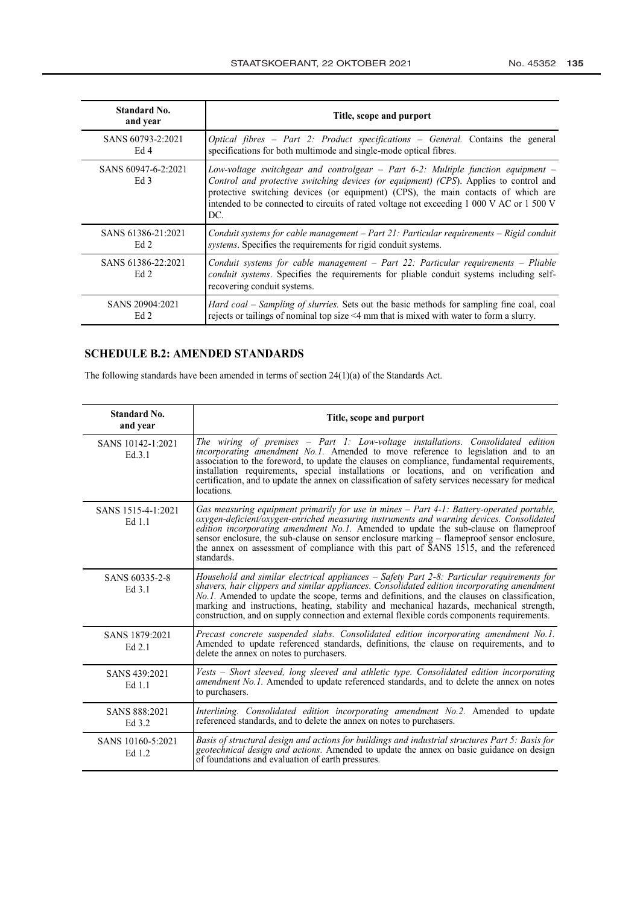| Standard No. and year | Title, scope and purport |
|---|---|
| SANS 60793-2:2021 Ed 4 | *Optical fibres – Part 2: Product specifications – General.* Contains the general specifications for both multimode and single-mode optical fibres. |
| SANS 60947-6-2:2021 Ed 3 | *Low-voltage switchgear and controlgear – Part 6-2: Multiple function equipment – Control and protective switching devices (or equipment) (CPS)*. Applies to control and protective switching devices (or equipment) (CPS), the main contacts of which are intended to be connected to circuits of rated voltage not exceeding 1 000 V AC or 1 500 V DC. |
| SANS 61386-21:2021 Ed 2 | *Conduit systems for cable management – Part 21: Particular requirements – Rigid conduit systems*. Specifies the requirements for rigid conduit systems. |
| SANS 61386-22:2021 Ed 2 | *Conduit systems for cable management – Part 22: Particular requirements – Pliable conduit systems*. Specifies the requirements for pliable conduit systems including self-recovering conduit systems. |
| SANS 20904:2021 Ed 2 | *Hard coal – Sampling of slurries.* Sets out the basic methods for sampling fine coal, coal rejects or tailings of nominal top size <4 mm that is mixed with water to form a slurry. |

## SCHEDULE B.2: AMENDED STANDARDS

The following standards have been amended in terms of section 24(1)(a) of the Standards Act.

| Standard No. and year | Title, scope and purport |
|---|---|
| SANS 10142-1:2021 Ed.3.1 | *The wiring of premises – Part 1: Low-voltage installations. Consolidated edition incorporating amendment No.1.* Amended to move reference to legislation and to an association to the foreword, to update the clauses on compliance, fundamental requirements, installation requirements, special installations or locations, and on verification and certification, and to update the annex on classification of safety services necessary for medical locations. |
| SANS 1515-4-1:2021 Ed 1.1 | *Gas measuring equipment primarily for use in mines – Part 4-1: Battery-operated portable, oxygen-deficient/oxygen-enriched measuring instruments and warning devices. Consolidated edition incorporating amendment No.1.* Amended to update the sub-clause on flameproof sensor enclosure, the sub-clause on sensor enclosure marking – flameproof sensor enclosure, the annex on assessment of compliance with this part of SANS 1515, and the referenced standards. |
| SANS 60335-2-8 Ed 3.1 | *Household and similar electrical appliances – Safety Part 2-8: Particular requirements for shavers, hair clippers and similar appliances. Consolidated edition incorporating amendment No.1.* Amended to update the scope, terms and definitions, and the clauses on classification, marking and instructions, heating, stability and mechanical hazards, mechanical strength, construction, and on supply connection and external flexible cords components requirements. |
| SANS 1879:2021 Ed 2.1 | *Precast concrete suspended slabs. Consolidated edition incorporating amendment No.1.* Amended to update referenced standards, definitions, the clause on requirements, and to delete the annex on notes to purchasers. |
| SANS 439:2021 Ed 1.1 | *Vests – Short sleeved, long sleeved and athletic type. Consolidated edition incorporating amendment No.1.* Amended to update referenced standards, and to delete the annex on notes to purchasers. |
| SANS 888:2021 Ed 3.2 | *Interlining. Consolidated edition incorporating amendment No.2.* Amended to update referenced standards, and to delete the annex on notes to purchasers. |
| SANS 10160-5:2021 Ed 1.2 | *Basis of structural design and actions for buildings and industrial structures Part 5: Basis for geotechnical design and actions.* Amended to update the annex on basic guidance on design of foundations and evaluation of earth pressures. |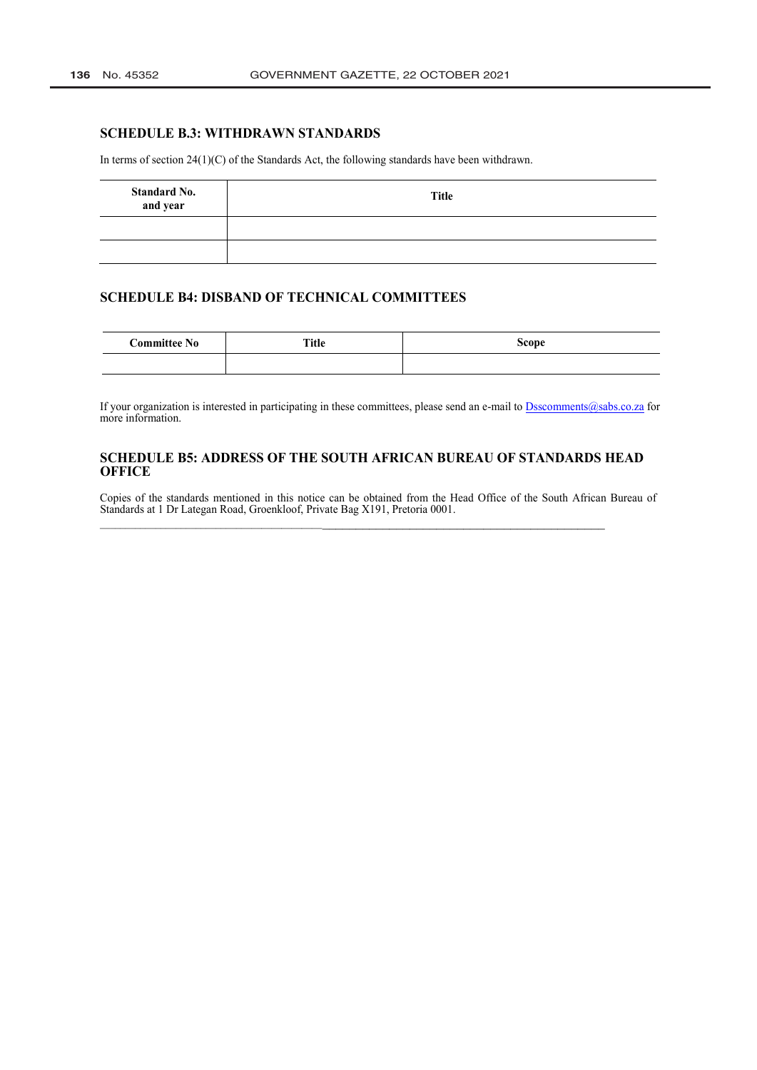## SCHEDULE B.3: WITHDRAWN STANDARDS

In terms of section 24(1)(C) of the Standards Act, the following standards have been withdrawn.

| Standard No. and year | Title |
|---|---|
| | |
| | |

## SCHEDULE B4: DISBAND OF TECHNICAL COMMITTEES

| Committee No | Title | Scope |
|---|---|---|
| | | |

If your organization is interested in participating in these committees, please send an e-mail to Dsscomments@sabs.co.za for more information.

## SCHEDULE B5: ADDRESS OF THE SOUTH AFRICAN BUREAU OF STANDARDS HEAD OFFICE

Copies of the standards mentioned in this notice can be obtained from the Head Office of the South African Bureau of Standards at 1 Dr Lategan Road, Groenkloof, Private Bag X191, Pretoria 0001.